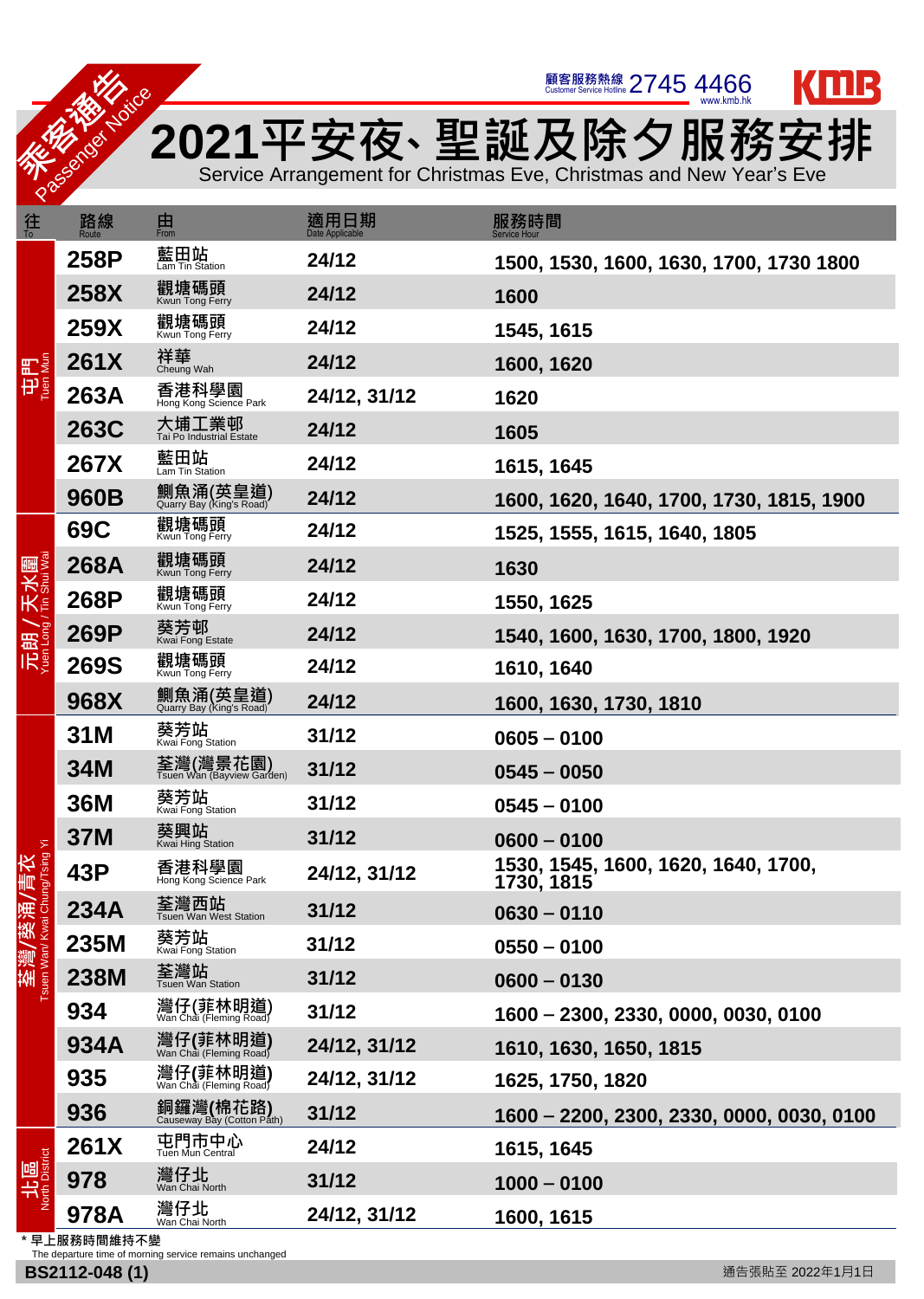乘客通告 Passenger Notice

顧客服務熱線 Customer Service Hotline 2745 4466 www.kmb.hk

KMB

# 2021平安夜、聖誕及除夕服務安排

## Service Arrangement for Christmas Eve, Christmas and New Year's Eve

| 往 To | 路線 Route | 由 From | 適用日期 Date Applicable | 服務時間 Service Hour |
|---|---|---|---|---|
| 屯門 Tuen Mun | 258P | 藍田站 Lam Tin Station | 24/12 | 1500, 1530, 1600, 1630, 1700, 1730 1800 |
| | 258X | 觀塘碼頭 Kwun Tong Ferry | 24/12 | 1600 |
| | 259X | 觀塘碼頭 Kwun Tong Ferry | 24/12 | 1545, 1615 |
| | 261X | 祥華 Cheung Wah | 24/12 | 1600, 1620 |
| | 263A | 香港科學園 Hong Kong Science Park | 24/12, 31/12 | 1620 |
| | 263C | 大埔工業邨 Tai Po Industrial Estate | 24/12 | 1605 |
| | 267X | 藍田站 Lam Tin Station | 24/12 | 1615, 1645 |
| | 960B | 鰂魚涌(英皇道) Quarry Bay (King's Road) | 24/12 | 1600, 1620, 1640, 1700, 1730, 1815, 1900 |
| 元朗 / 天水圍 Yuen Long / Tin Shui Wai | 69C | 觀塘碼頭 Kwun Tong Ferry | 24/12 | 1525, 1555, 1615, 1640, 1805 |
| | 268A | 觀塘碼頭 Kwun Tong Ferry | 24/12 | 1630 |
| | 268P | 觀塘碼頭 Kwun Tong Ferry | 24/12 | 1550, 1625 |
| | 269P | 葵芳邨 Kwai Fong Estate | 24/12 | 1540, 1600, 1630, 1700, 1800, 1920 |
| | 269S | 觀塘碼頭 Kwun Tong Ferry | 24/12 | 1610, 1640 |
| | 968X | 鰂魚涌(英皇道) Quarry Bay (King's Road) | 24/12 | 1600, 1630, 1730, 1810 |
| 荃灣/葵涌/青衣 Tsuen Wan/ Kwai Chung/Tsing Yi | 31M | 葵芳站 Kwai Fong Station | 31/12 | 0605 – 0100 |
| | 34M | 荃灣(灣景花園) Tsuen Wan (Bayview Garden) | 31/12 | 0545 – 0050 |
| | 36M | 葵芳站 Kwai Fong Station | 31/12 | 0545 – 0100 |
| | 37M | 葵興站 Kwai Hing Station | 31/12 | 0600 – 0100 |
| | 43P | 香港科學園 Hong Kong Science Park | 24/12, 31/12 | 1530, 1545, 1600, 1620, 1640, 1700, 1730, 1815 |
| | 234A | 荃灣西站 Tsuen Wan West Station | 31/12 | 0630 – 0110 |
| | 235M | 葵芳站 Kwai Fong Station | 31/12 | 0550 – 0100 |
| | 238M | 荃灣站 Tsuen Wan Station | 31/12 | 0600 – 0130 |
| | 934 | 灣仔(菲林明道) Wan Chai (Fleming Road) | 31/12 | 1600 – 2300, 2330, 0000, 0030, 0100 |
| | 934A | 灣仔(菲林明道) Wan Chai (Fleming Road) | 24/12, 31/12 | 1610, 1630, 1650, 1815 |
| | 935 | 灣仔(菲林明道) Wan Chai (Fleming Road) | 24/12, 31/12 | 1625, 1750, 1820 |
| | 936 | 銅鑼灣(棉花路) Causeway Bay (Cotton Path) | 31/12 | 1600 – 2200, 2300, 2330, 0000, 0030, 0100 |
| 北區 North District | 261X | 屯門市中心 Tuen Mun Central | 24/12 | 1615, 1645 |
| | 978 | 灣仔北 Wan Chai North | 31/12 | 1000 – 0100 |
| | 978A | 灣仔北 Wan Chai North | 24/12, 31/12 | 1600, 1615 |

* 早上服務時間維持不變
The departure time of morning service remains unchanged

BS2112-048 (1)

通告張貼至 2022年1月1日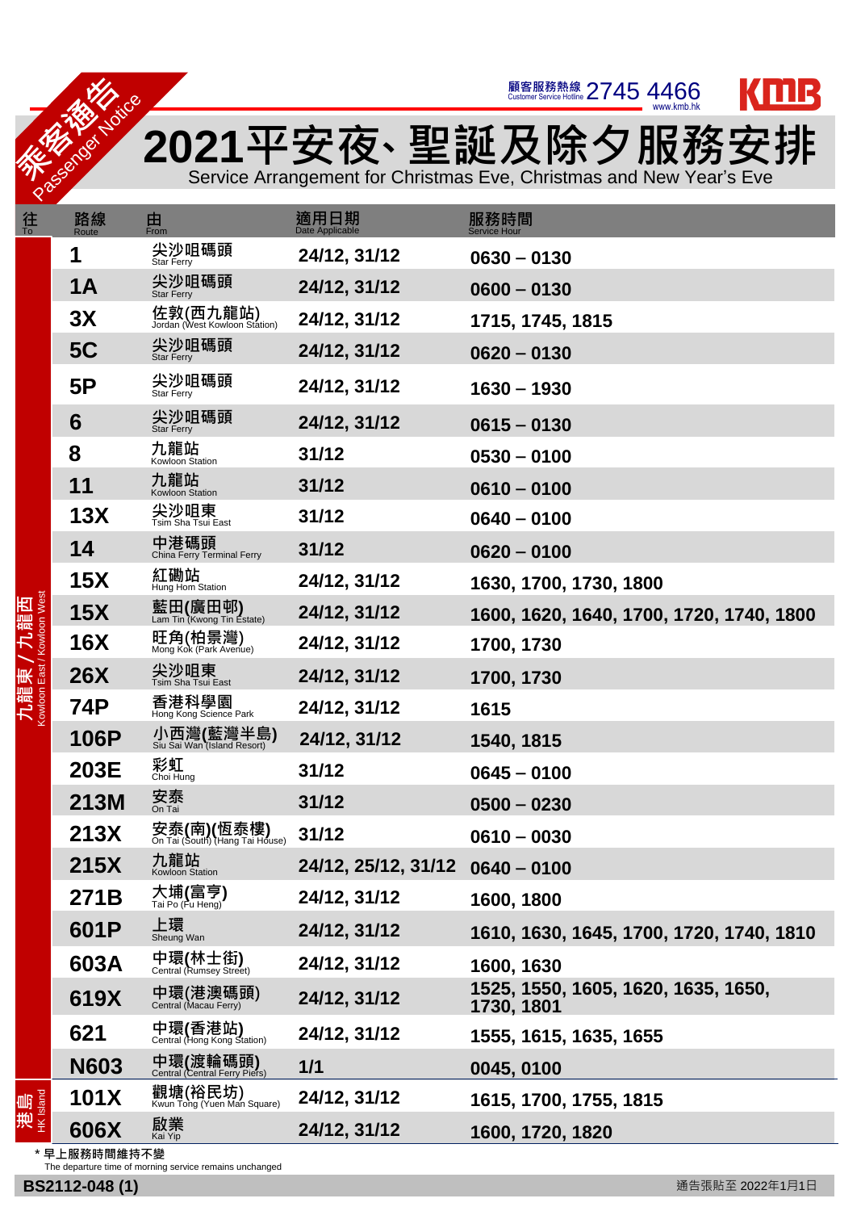乘客通告 Passenger Notice

顧客服務熱線 Customer Service Hotline 2745 4466 www.kmb.hk

KMB

# 2021平安夜、聖誕及除夕服務安排

## Service Arrangement for Christmas Eve, Christmas and New Year's Eve

| 往 To | 路線 Route | 由 From | 適用日期 Date Applicable | 服務時間 Service Hour |
|---|---|---|---|---|
| 九龍東 / 九龍西 Kowloon East / Kowloon West | 1 | 尖沙咀碼頭 Star Ferry | 24/12, 31/12 | 0630 – 0130 |
| | 1A | 尖沙咀碼頭 Star Ferry | 24/12, 31/12 | 0600 – 0130 |
| | 3X | 佐敦(西九龍站) Jordan (West Kowloon Station) | 24/12, 31/12 | 1715, 1745, 1815 |
| | 5C | 尖沙咀碼頭 Star Ferry | 24/12, 31/12 | 0620 – 0130 |
| | 5P | 尖沙咀碼頭 Star Ferry | 24/12, 31/12 | 1630 – 1930 |
| | 6 | 尖沙咀碼頭 Star Ferry | 24/12, 31/12 | 0615 – 0130 |
| | 8 | 九龍站 Kowloon Station | 31/12 | 0530 – 0100 |
| | 11 | 九龍站 Kowloon Station | 31/12 | 0610 – 0100 |
| | 13X | 尖沙咀東 Tsim Sha Tsui East | 31/12 | 0640 – 0100 |
| | 14 | 中港碼頭 China Ferry Terminal Ferry | 31/12 | 0620 – 0100 |
| | 15X | 紅磡站 Hung Hom Station | 24/12, 31/12 | 1630, 1700, 1730, 1800 |
| | 15X | 藍田(廣田邨) Lam Tin (Kwong Tin Estate) | 24/12, 31/12 | 1600, 1620, 1640, 1700, 1720, 1740, 1800 |
| | 16X | 旺角(柏景灣) Mong Kok (Park Avenue) | 24/12, 31/12 | 1700, 1730 |
| | 26X | 尖沙咀東 Tsim Sha Tsui East | 24/12, 31/12 | 1700, 1730 |
| | 74P | 香港科學園 Hong Kong Science Park | 24/12, 31/12 | 1615 |
| | 106P | 小西灣(藍灣半島) Siu Sai Wan (Island Resort) | 24/12, 31/12 | 1540, 1815 |
| | 203E | 彩虹 Choi Hung | 31/12 | 0645 – 0100 |
| | 213M | 安泰 On Tai | 31/12 | 0500 – 0230 |
| | 213X | 安泰(南)(恆泰樓) On Tai (South) (Hang Tai House) | 31/12 | 0610 – 0030 |
| | 215X | 九龍站 Kowloon Station | 24/12, 25/12, 31/12 | 0640 – 0100 |
| | 271B | 大埔(富亨) Tai Po (Fu Heng) | 24/12, 31/12 | 1600, 1800 |
| | 601P | 上環 Sheung Wan | 24/12, 31/12 | 1610, 1630, 1645, 1700, 1720, 1740, 1810 |
| | 603A | 中環(林士街) Central (Rumsey Street) | 24/12, 31/12 | 1600, 1630 |
| | 619X | 中環(港澳碼頭) Central (Macau Ferry) | 24/12, 31/12 | 1525, 1550, 1605, 1620, 1635, 1650, 1730, 1801 |
| | 621 | 中環(香港站) Central (Hong Kong Station) | 24/12, 31/12 | 1555, 1615, 1635, 1655 |
| | N603 | 中環(渡輪碼頭) Central (Central Ferry Piers) | 1/1 | 0045, 0100 |
| 港島 HK Island | 101X | 觀塘(裕民坊) Kwun Tong (Yuen Man Square) | 24/12, 31/12 | 1615, 1700, 1755, 1815 |
| | 606X | 啟業 Kai Yip | 24/12, 31/12 | 1600, 1720, 1820 |

* 早上服務時間維持不變
The departure time of morning service remains unchanged

BS2112-048 (1)

通告張貼至 2022年1月1日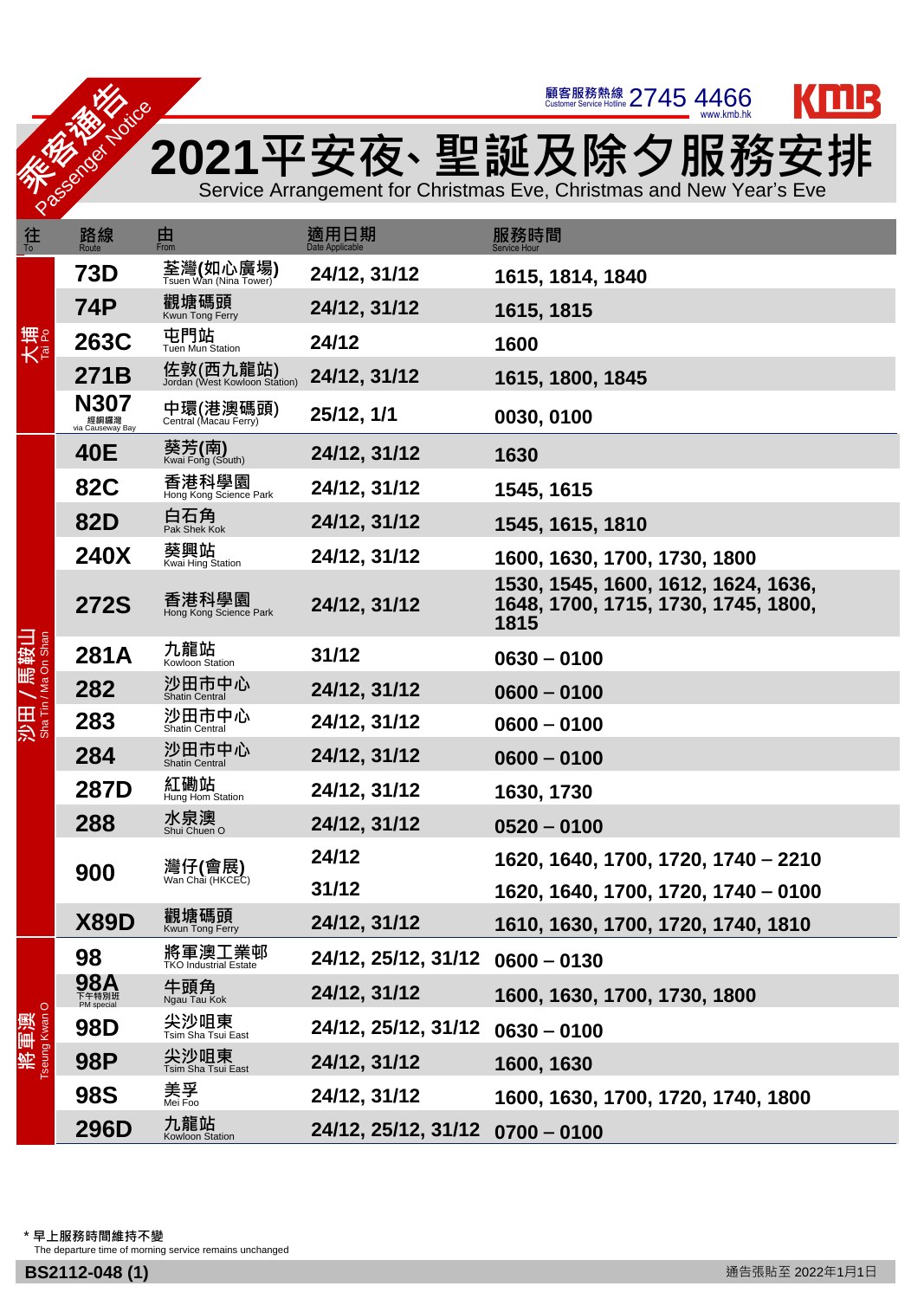乘客通告 Passenger Notice

顧客服務熱線 Customer Service Hotline 2745 4466 www.kmb.hk

KMB

# 2021平安夜、聖誕及除夕服務安排

## Service Arrangement for Christmas Eve, Christmas and New Year's Eve

| 往 To | 路線 Route | 由 From | 適用日期 Date Applicable | 服務時間 Service Hour |
|---|---|---|---|---|
| 大埔 Tai Po | 73D | 荃灣(如心廣場) Tsuen Wan (Nina Tower) | 24/12, 31/12 | 1615, 1814, 1840 |
| | 74P | 觀塘碼頭 Kwun Tong Ferry | 24/12, 31/12 | 1615, 1815 |
| | 263C | 屯門站 Tuen Mun Station | 24/12 | 1600 |
| | 271B | 佐敦(西九龍站) Jordan (West Kowloon Station) | 24/12, 31/12 | 1615, 1800, 1845 |
| | N307 經銅鑼灣 via Causeway Bay | 中環(港澳碼頭) Central (Macau Ferry) | 25/12, 1/1 | 0030, 0100 |
| 沙田 / 馬鞍山 Sha Tin / Ma On Shan | 40E | 葵芳(南) Kwai Fong (South) | 24/12, 31/12 | 1630 |
| | 82C | 香港科學園 Hong Kong Science Park | 24/12, 31/12 | 1545, 1615 |
| | 82D | 白石角 Pak Shek Kok | 24/12, 31/12 | 1545, 1615, 1810 |
| | 240X | 葵興站 Kwai Hing Station | 24/12, 31/12 | 1600, 1630, 1700, 1730, 1800 |
| | 272S | 香港科學園 Hong Kong Science Park | 24/12, 31/12 | 1530, 1545, 1600, 1612, 1624, 1636, 1648, 1700, 1715, 1730, 1745, 1800, 1815 |
| | 281A | 九龍站 Kowloon Station | 31/12 | 0630 – 0100 |
| | 282 | 沙田市中心 Shatin Central | 24/12, 31/12 | 0600 – 0100 |
| | 283 | 沙田市中心 Shatin Central | 24/12, 31/12 | 0600 – 0100 |
| | 284 | 沙田市中心 Shatin Central | 24/12, 31/12 | 0600 – 0100 |
| | 287D | 紅磡站 Hung Hom Station | 24/12, 31/12 | 1630, 1730 |
| | 288 | 水泉澳 Shui Chuen O | 24/12, 31/12 | 0520 – 0100 |
| | 900 | 灣仔(會展) Wan Chai (HKCEC) | 24/12 | 1620, 1640, 1700, 1720, 1740 – 2210 |
| | | | 31/12 | 1620, 1640, 1700, 1720, 1740 – 0100 |
| | X89D | 觀塘碼頭 Kwun Tong Ferry | 24/12, 31/12 | 1610, 1630, 1700, 1720, 1740, 1810 |
| 將軍澳 Tseung Kwan O | 98 | 將軍澳工業邨 TKO Industrial Estate | 24/12, 25/12, 31/12 | 0600 – 0130 |
| | 98A 下午特別班 PM special | 牛頭角 Ngau Tau Kok | 24/12, 31/12 | 1600, 1630, 1700, 1730, 1800 |
| | 98D | 尖沙咀東 Tsim Sha Tsui East | 24/12, 25/12, 31/12 | 0630 – 0100 |
| | 98P | 尖沙咀東 Tsim Sha Tsui East | 24/12, 31/12 | 1600, 1630 |
| | 98S | 美孚 Mei Foo | 24/12, 31/12 | 1600, 1630, 1700, 1720, 1740, 1800 |
| | 296D | 九龍站 Kowloon Station | 24/12, 25/12, 31/12 | 0700 – 0100 |

* 早上服務時間維持不變
The departure time of morning service remains unchanged

BS2112-048 (1)

通告張貼至 2022年1月1日